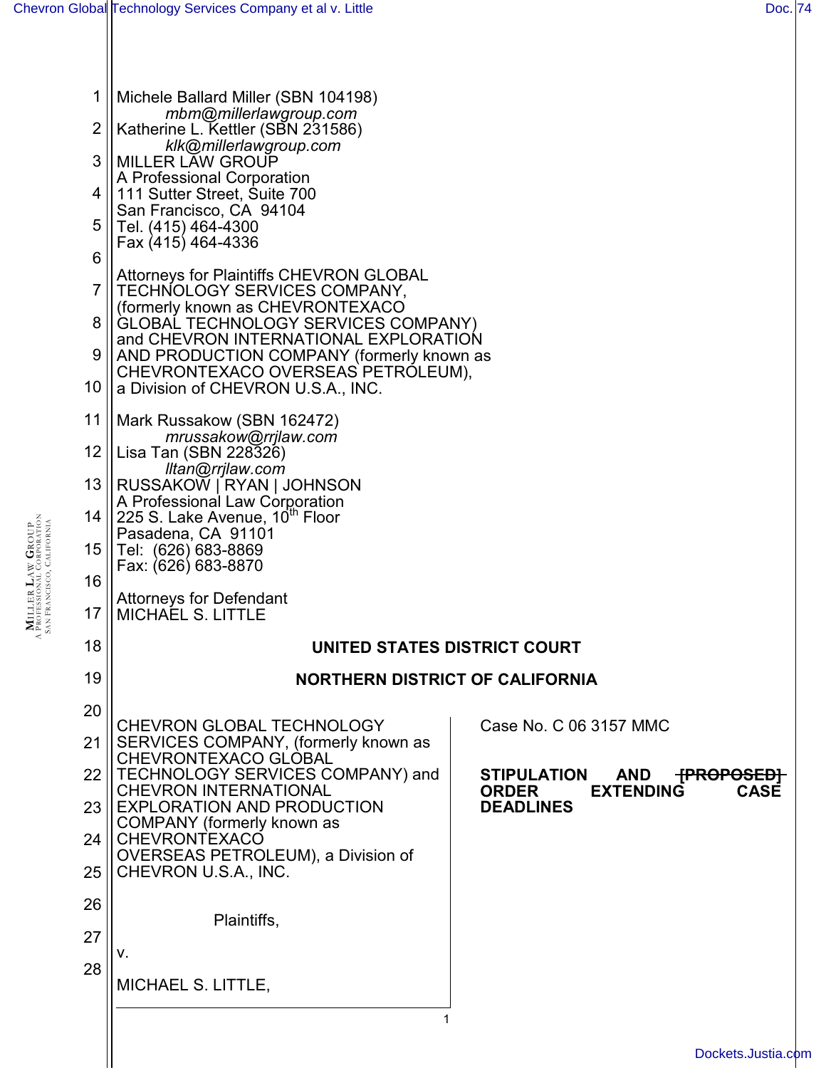Michele Ballard Miller (SBN 104198)
*mbm@millerlawgroup.com*
Katherine L. Kettler (SBN 231586)
*klk@millerlawgroup.com*
MILLER LAW GROUP
A Professional Corporation
111 Sutter Street, Suite 700
San Francisco, CA 94104
Tel. (415) 464-4300
Fax (415) 464-4336

Attorneys for Plaintiffs CHEVRON GLOBAL TECHNOLOGY SERVICES COMPANY, (formerly known as CHEVRONTEXACO GLOBAL TECHNOLOGY SERVICES COMPANY) and CHEVRON INTERNATIONAL EXPLORATION AND PRODUCTION COMPANY (formerly known as CHEVRONTEXACO OVERSEAS PETROLEUM), a Division of CHEVRON U.S.A., INC.

Mark Russakow (SBN 162472)
*mrussakow@rrjlaw.com*
Lisa Tan (SBN 228326)
*lltan@rrjlaw.com*
RUSSAKOW | RYAN | JOHNSON
A Professional Law Corporation
225 S. Lake Avenue, 10th Floor
Pasadena, CA 91101
Tel: (626) 683-8869
Fax: (626) 683-8870

Attorneys for Defendant
MICHAEL S. LITTLE

**UNITED STATES DISTRICT COURT**

**NORTHERN DISTRICT OF CALIFORNIA**

CHEVRON GLOBAL TECHNOLOGY SERVICES COMPANY, (formerly known as CHEVRONTEXACO GLOBAL TECHNOLOGY SERVICES COMPANY) and CHEVRON INTERNATIONAL EXPLORATION AND PRODUCTION COMPANY (formerly known as CHEVRONTEXACO OVERSEAS PETROLEUM), a Division of CHEVRON U.S.A., INC.

Plaintiffs,

v.

MICHAEL S. LITTLE,

Case No. C 06 3157 MMC

**STIPULATION AND ~~[PROPOSED]~~ ORDER EXTENDING CASE DEADLINES**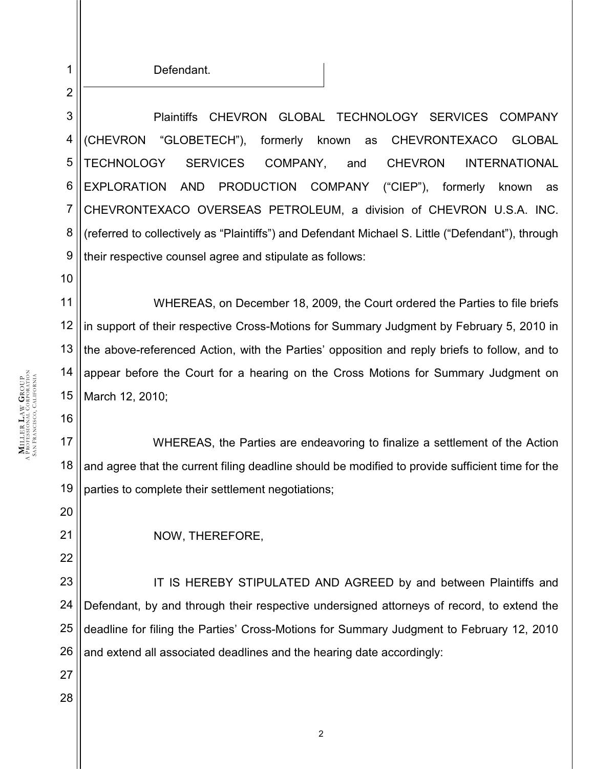Defendant.

Plaintiffs CHEVRON GLOBAL TECHNOLOGY SERVICES COMPANY (CHEVRON "GLOBETECH"), formerly known as CHEVRONTEXACO GLOBAL TECHNOLOGY SERVICES COMPANY, and CHEVRON INTERNATIONAL EXPLORATION AND PRODUCTION COMPANY ("CIEP"), formerly known as CHEVRONTEXACO OVERSEAS PETROLEUM, a division of CHEVRON U.S.A. INC. (referred to collectively as "Plaintiffs") and Defendant Michael S. Little ("Defendant"), through their respective counsel agree and stipulate as follows:

WHEREAS, on December 18, 2009, the Court ordered the Parties to file briefs in support of their respective Cross-Motions for Summary Judgment by February 5, 2010 in the above-referenced Action, with the Parties' opposition and reply briefs to follow, and to appear before the Court for a hearing on the Cross Motions for Summary Judgment on March 12, 2010;

WHEREAS, the Parties are endeavoring to finalize a settlement of the Action and agree that the current filing deadline should be modified to provide sufficient time for the parties to complete their settlement negotiations;

NOW, THEREFORE,

IT IS HEREBY STIPULATED AND AGREED by and between Plaintiffs and Defendant, by and through their respective undersigned attorneys of record, to extend the deadline for filing the Parties' Cross-Motions for Summary Judgment to February 12, 2010 and extend all associated deadlines and the hearing date accordingly: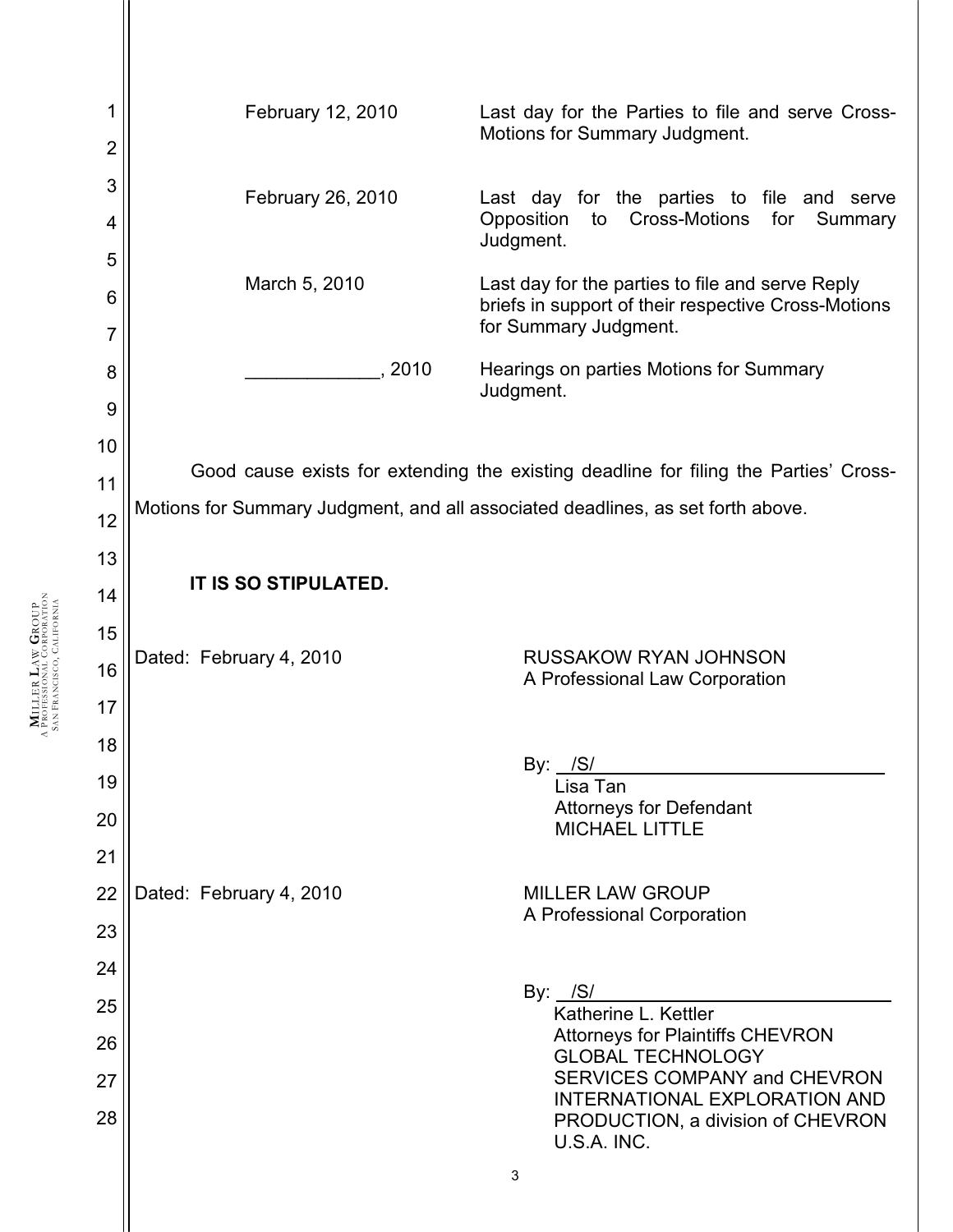| | |
|---|---|
| February 12, 2010 | Last day for the Parties to file and serve Cross-Motions for Summary Judgment. |
| February 26, 2010 | Last day for the parties to file and serve Opposition to Cross-Motions for Summary Judgment. |
| March 5, 2010 | Last day for the parties to file and serve Reply briefs in support of their respective Cross-Motions for Summary Judgment. |
| _____________, 2010 | Hearings on parties Motions for Summary Judgment. |

Good cause exists for extending the existing deadline for filing the Parties' Cross-Motions for Summary Judgment, and all associated deadlines, as set forth above.

**IT IS SO STIPULATED.**

Dated: February 4, 2010

RUSSAKOW RYAN JOHNSON
A Professional Law Corporation

By: /S/
Lisa Tan
Attorneys for Defendant
MICHAEL LITTLE

Dated: February 4, 2010

MILLER LAW GROUP
A Professional Corporation

By: /S/
Katherine L. Kettler
Attorneys for Plaintiffs CHEVRON GLOBAL TECHNOLOGY SERVICES COMPANY and CHEVRON INTERNATIONAL EXPLORATION AND PRODUCTION, a division of CHEVRON U.S.A. INC.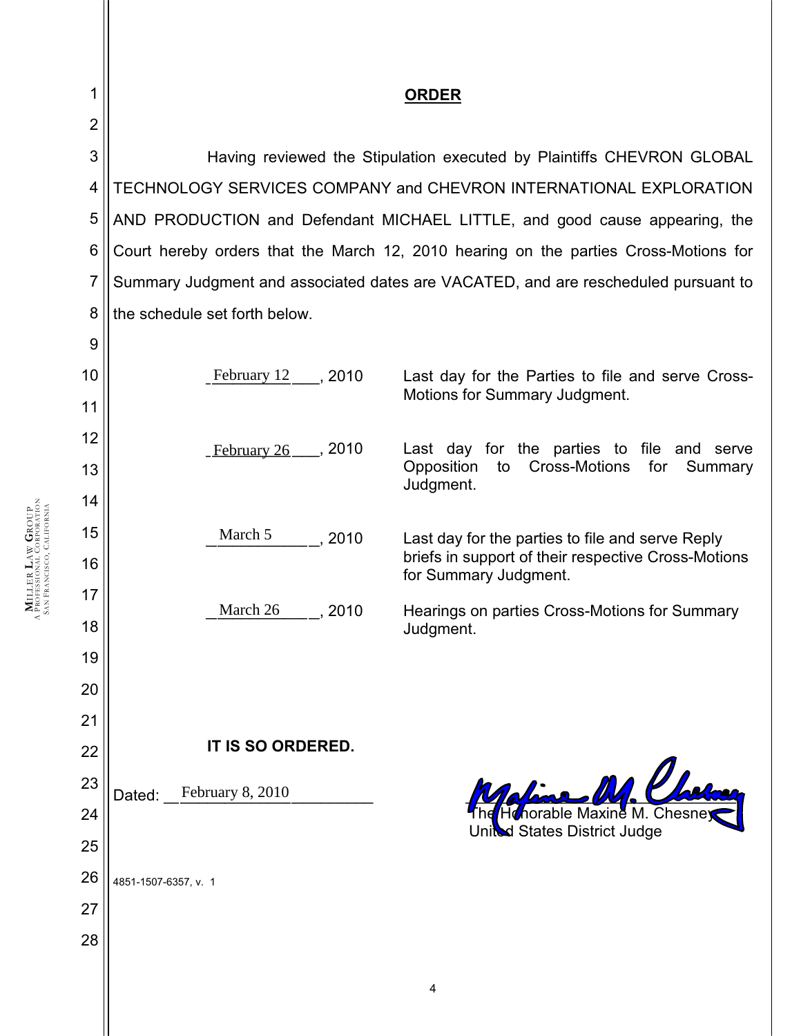## ORDER

Having reviewed the Stipulation executed by Plaintiffs CHEVRON GLOBAL TECHNOLOGY SERVICES COMPANY and CHEVRON INTERNATIONAL EXPLORATION AND PRODUCTION and Defendant MICHAEL LITTLE, and good cause appearing, the Court hereby orders that the March 12, 2010 hearing on the parties Cross-Motions for Summary Judgment and associated dates are VACATED, and are rescheduled pursuant to the schedule set forth below.

| | |
|---|---|
| February 12, 2010 | Last day for the Parties to file and serve Cross-Motions for Summary Judgment. |
| February 26, 2010 | Last day for the parties to file and serve Opposition to Cross-Motions for Summary Judgment. |
| March 5, 2010 | Last day for the parties to file and serve Reply briefs in support of their respective Cross-Motions for Summary Judgment. |
| March 26, 2010 | Hearings on parties Cross-Motions for Summary Judgment. |

**IT IS SO ORDERED.**

Dated: February 8, 2010

The Honorable Maxine M. Chesney
United States District Judge

4851-1507-6357, v. 1